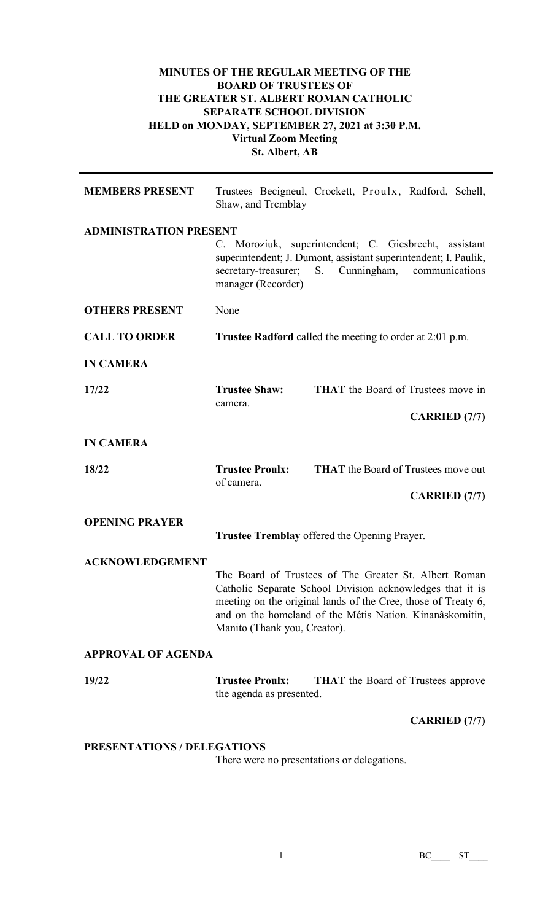# MINUTES OF THE REGULAR MEETING OF THE BOARD OF TRUSTEES OF THE GREATER ST. ALBERT ROMAN CATHOLIC SEPARATE SCHOOL DIVISION HELD on MONDAY, SEPTEMBER 27, 2021 at 3:30 P.M. Virtual Zoom Meeting St. Albert, AB

**MEMBERS PRESENT** Trustees Becigneul, Crockett, Proulx, Radford, Schell, Shaw, and Tremblay

**ADMINISTRATION PRESENT**
C. Moroziuk, superintendent; C. Giesbrecht, assistant superintendent; J. Dumont, assistant superintendent; I. Paulik, secretary-treasurer; S. Cunningham, communications manager (Recorder)

**OTHERS PRESENT** None

**CALL TO ORDER** **Trustee Radford** called the meeting to order at 2:01 p.m.

**IN CAMERA**

**17/22** **Trustee Shaw:** **THAT** the Board of Trustees move in camera.

**CARRIED (7/7)**

**IN CAMERA**

**18/22** **Trustee Proulx:** **THAT** the Board of Trustees move out of camera.

**CARRIED (7/7)**

**OPENING PRAYER**

**Trustee Tremblay** offered the Opening Prayer.

**ACKNOWLEDGEMENT**

The Board of Trustees of The Greater St. Albert Roman Catholic Separate School Division acknowledges that it is meeting on the original lands of the Cree, those of Treaty 6, and on the homeland of the Métis Nation. Kinanâskomitin, Manito (Thank you, Creator).

**APPROVAL OF AGENDA**

**19/22** **Trustee Proulx:** **THAT** the Board of Trustees approve the agenda as presented.

**CARRIED (7/7)**

**PRESENTATIONS / DELEGATIONS**

There were no presentations or delegations.

BC\_\_\_\_ ST\_\_\_\_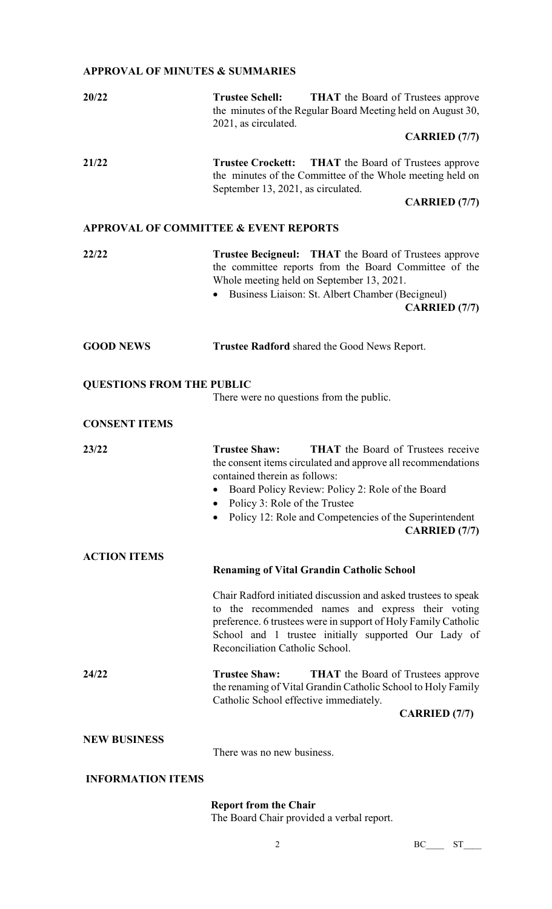## APPROVAL OF MINUTES & SUMMARIES

**20/22** **Trustee Schell:** **THAT** the Board of Trustees approve the minutes of the Regular Board Meeting held on August 30, 2021, as circulated.

**CARRIED (7/7)**

**21/22** **Trustee Crockett:** **THAT** the Board of Trustees approve the minutes of the Committee of the Whole meeting held on September 13, 2021, as circulated.

**CARRIED (7/7)**

## APPROVAL OF COMMITTEE & EVENT REPORTS

**22/22** **Trustee Becigneul:** **THAT** the Board of Trustees approve the committee reports from the Board Committee of the Whole meeting held on September 13, 2021.

- Business Liaison: St. Albert Chamber (Becigneul)

**CARRIED (7/7)**

## GOOD NEWS

**Trustee Radford** shared the Good News Report.

## QUESTIONS FROM THE PUBLIC

There were no questions from the public.

## CONSENT ITEMS

**23/22** **Trustee Shaw:** **THAT** the Board of Trustees receive the consent items circulated and approve all recommendations contained therein as follows:

- Board Policy Review: Policy 2: Role of the Board
- Policy 3: Role of the Trustee
- Policy 12: Role and Competencies of the Superintendent

**CARRIED (7/7)**

## ACTION ITEMS

**Renaming of Vital Grandin Catholic School**

Chair Radford initiated discussion and asked trustees to speak to the recommended names and express their voting preference. 6 trustees were in support of Holy Family Catholic School and 1 trustee initially supported Our Lady of Reconciliation Catholic School.

**24/22** **Trustee Shaw:** **THAT** the Board of Trustees approve the renaming of Vital Grandin Catholic School to Holy Family Catholic School effective immediately.

**CARRIED (7/7)**

## NEW BUSINESS

There was no new business.

## INFORMATION ITEMS

**Report from the Chair**

The Board Chair provided a verbal report.

BC____ ST____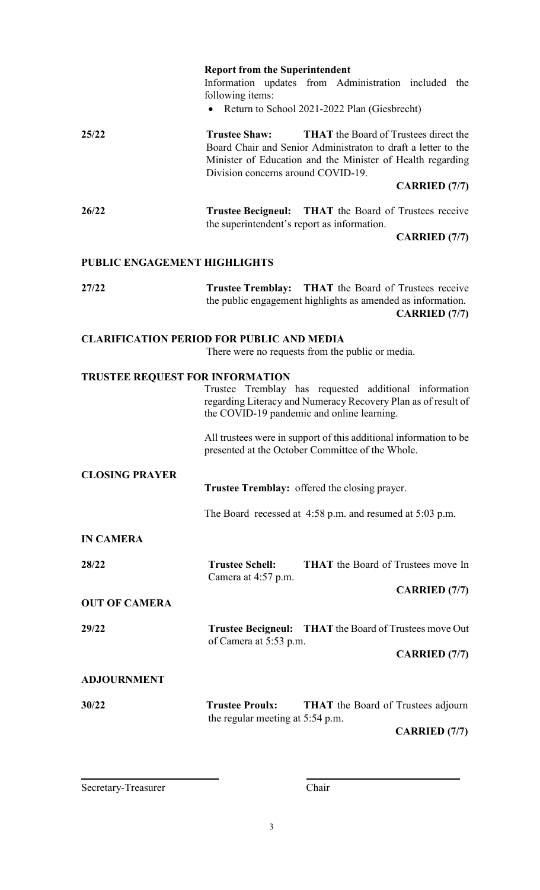**Report from the Superintendent**

Information updates from Administration included the following items:

- Return to School 2021-2022 Plan (Giesbrecht)

**25/22** **Trustee Shaw:** **THAT** the Board of Trustees direct the Board Chair and Senior Administraton to draft a letter to the Minister of Education and the Minister of Health regarding Division concerns around COVID-19.

**CARRIED (7/7)**

**26/22** **Trustee Becigneul:** **THAT** the Board of Trustees receive the superintendent's report as information.

**CARRIED (7/7)**

## PUBLIC ENGAGEMENT HIGHLIGHTS

**27/22** **Trustee Tremblay:** **THAT** the Board of Trustees receive the public engagement highlights as amended as information.

**CARRIED (7/7)**

## CLARIFICATION PERIOD FOR PUBLIC AND MEDIA

There were no requests from the public or media.

## TRUSTEE REQUEST FOR INFORMATION

Trustee Tremblay has requested additional information regarding Literacy and Numeracy Recovery Plan as of result of the COVID-19 pandemic and online learning.

All trustees were in support of this additional information to be presented at the October Committee of the Whole.

## CLOSING PRAYER

**Trustee Tremblay:** offered the closing prayer.

The Board recessed at 4:58 p.m. and resumed at 5:03 p.m.

## IN CAMERA

**28/22** **Trustee Schell:** **THAT** the Board of Trustees move In Camera at 4:57 p.m.

**CARRIED (7/7)**

## OUT OF CAMERA

**29/22** **Trustee Becigneul:** **THAT** the Board of Trustees move Out of Camera at 5:53 p.m.

**CARRIED (7/7)**

## ADJOURNMENT

**30/22** **Trustee Proulx:** **THAT** the Board of Trustees adjourn the regular meeting at 5:54 p.m.

**CARRIED (7/7)**

Secretary-Treasurer

Chair